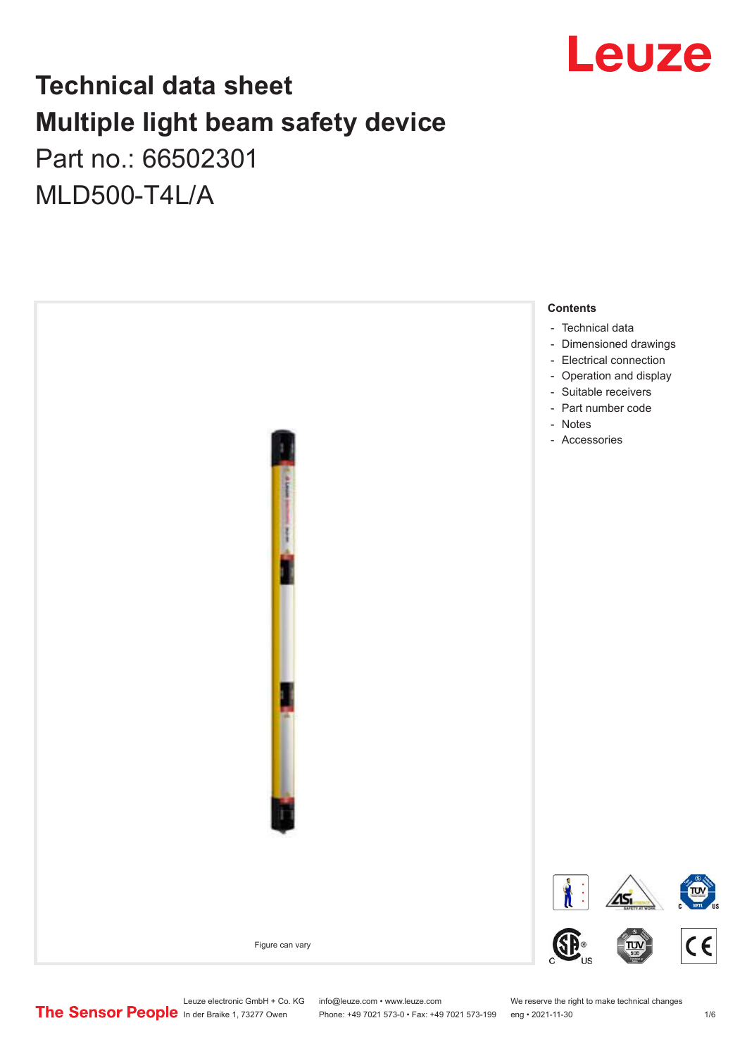# Technical data sheet
# Multiple light beam safety device

Part no.: 66502301

MLD500-T4L/A

Figure can vary

**Contents**

- Technical data
- Dimensioned drawings
- Electrical connection
- Operation and display
- Suitable receivers
- Part number code
- Notes
- Accessories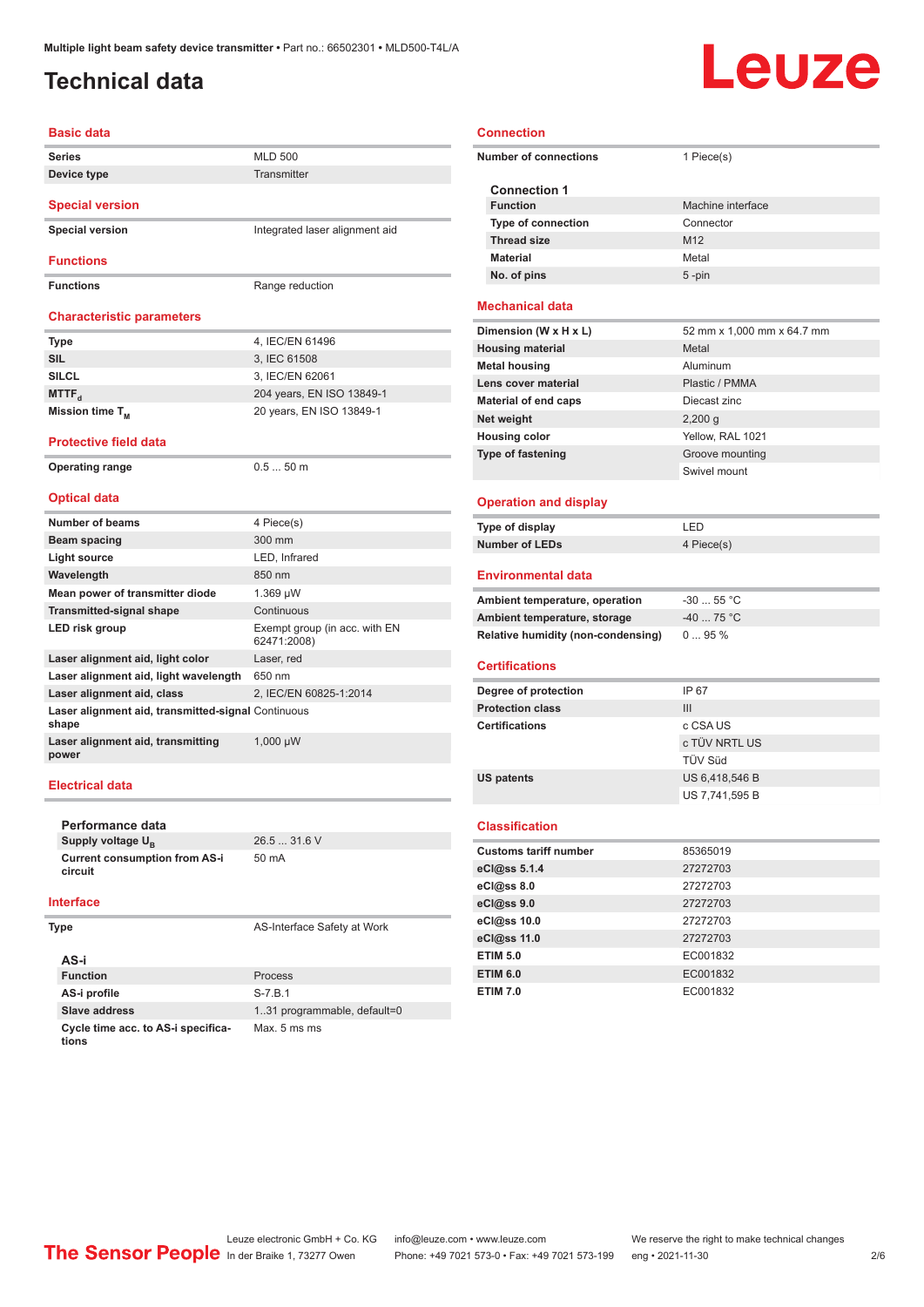# Technical data

## Basic data

| | |
|---|---|
| Series | MLD 500 |
| Device type | Transmitter |

## Special version

| | |
|---|---|
| Special version | Integrated laser alignment aid |

## Functions

| | |
|---|---|
| Functions | Range reduction |

## Characteristic parameters

| | |
|---|---|
| Type | 4, IEC/EN 61496 |
| SIL | 3, IEC 61508 |
| SILCL | 3, IEC/EN 62061 |
| $MTTF_d$ | 204 years, EN ISO 13849-1 |
| Mission time $T_M$ | 20 years, EN ISO 13849-1 |

## Protective field data

| | |
|---|---|
| Operating range | 0.5 ... 50 m |

## Optical data

| | |
|---|---|
| Number of beams | 4 Piece(s) |
| Beam spacing | 300 mm |
| Light source | LED, Infrared |
| Wavelength | 850 nm |
| Mean power of transmitter diode | 1.369 µW |
| Transmitted-signal shape | Continuous |
| LED risk group | Exempt group (in acc. with EN 62471:2008) |
| Laser alignment aid, light color | Laser, red |
| Laser alignment aid, light wavelength | 650 nm |
| Laser alignment aid, class | 2, IEC/EN 60825-1:2014 |
| Laser alignment aid, transmitted-signal shape | Continuous |
| Laser alignment aid, transmitting power | 1,000 µW |

## Electrical data

### Performance data

| | |
|---|---|
| Supply voltage $U_B$ | 26.5 ... 31.6 V |
| Current consumption from AS-i circuit | 50 mA |

## Interface

| | |
|---|---|
| Type | AS-Interface Safety at Work |

### AS-i

| | |
|---|---|
| Function | Process |
| AS-i profile | S-7.B.1 |
| Slave address | 1..31 programmable, default=0 |
| Cycle time acc. to AS-i specifications | Max. 5 ms ms |

## Connection

| | |
|---|---|
| Number of connections | 1 Piece(s) |

### Connection 1

| | |
|---|---|
| Function | Machine interface |
| Type of connection | Connector |
| Thread size | M12 |
| Material | Metal |
| No. of pins | 5 -pin |

## Mechanical data

| | |
|---|---|
| Dimension (W x H x L) | 52 mm x 1,000 mm x 64.7 mm |
| Housing material | Metal |
| Metal housing | Aluminum |
| Lens cover material | Plastic / PMMA |
| Material of end caps | Diecast zinc |
| Net weight | 2,200 g |
| Housing color | Yellow, RAL 1021 |
| Type of fastening | Groove mounting |
| | Swivel mount |

## Operation and display

| | |
|---|---|
| Type of display | LED |
| Number of LEDs | 4 Piece(s) |

## Environmental data

| | |
|---|---|
| Ambient temperature, operation | -30 ... 55 °C |
| Ambient temperature, storage | -40 ... 75 °C |
| Relative humidity (non-condensing) | 0 ... 95 % |

## Certifications

| | |
|---|---|
| Degree of protection | IP 67 |
| Protection class | III |
| Certifications | c CSA US |
| | c TÜV NRTL US |
| | TÜV Süd |
| US patents | US 6,418,546 B |
| | US 7,741,595 B |

## Classification

| | |
|---|---|
| Customs tariff number | 85365019 |
| eCl@ss 5.1.4 | 27272703 |
| eCl@ss 8.0 | 27272703 |
| eCl@ss 9.0 | 27272703 |
| eCl@ss 10.0 | 27272703 |
| eCl@ss 11.0 | 27272703 |
| ETIM 5.0 | EC001832 |
| ETIM 6.0 | EC001832 |
| ETIM 7.0 | EC001832 |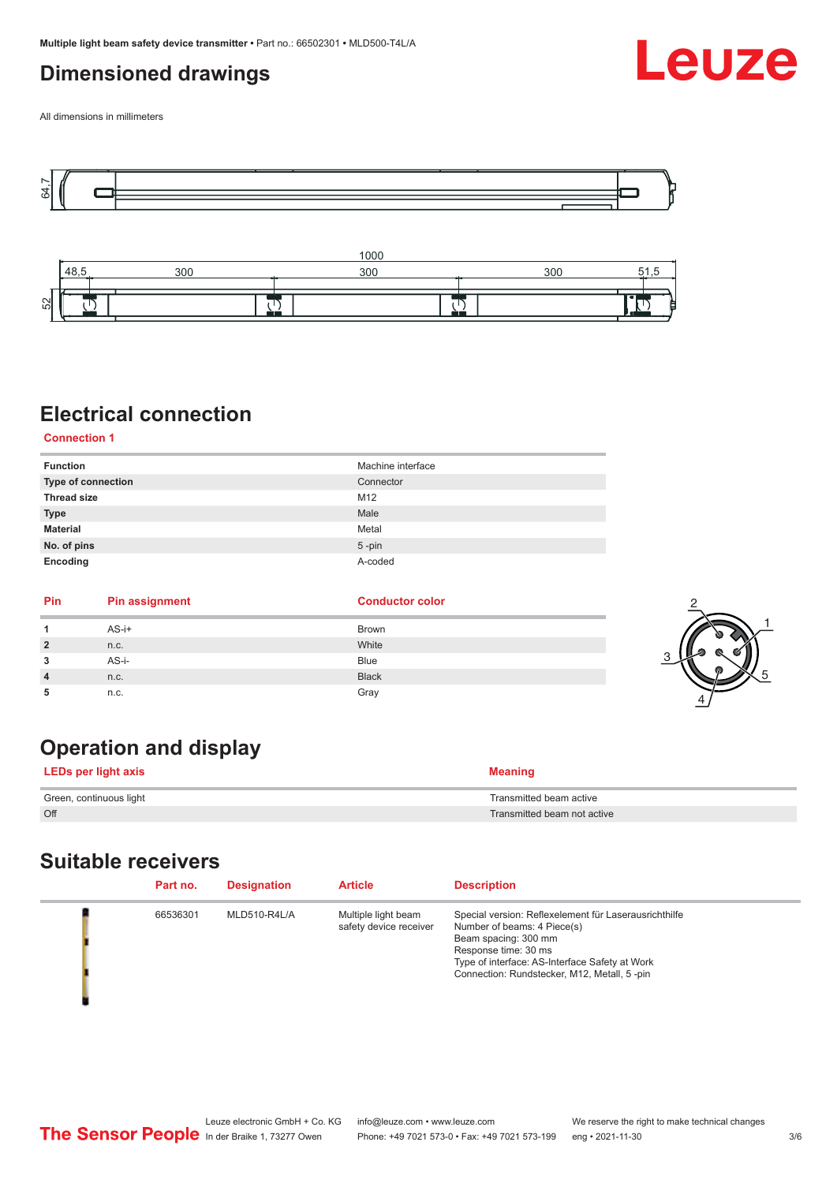## Dimensioned drawings

All dimensions in millimeters

## Electrical connection

**Connection 1**

| | |
|---|---|
| **Function** | Machine interface |
| **Type of connection** | Connector |
| **Thread size** | M12 |
| **Type** | Male |
| **Material** | Metal |
| **No. of pins** | 5 -pin |
| **Encoding** | A-coded |

| Pin | Pin assignment | Conductor color |
|---|---|---|
| **1** | AS-i+ | Brown |
| **2** | n.c. | White |
| **3** | AS-i- | Blue |
| **4** | n.c. | Black |
| **5** | n.c. | Gray |

## Operation and display

| LEDs per light axis | Meaning |
|---|---|
| Green, continuous light | Transmitted beam active |
| Off | Transmitted beam not active |

## Suitable receivers

| Part no. | Designation | Article | Description |
|---|---|---|---|
| 66536301 | MLD510-R4L/A | Multiple light beam safety device receiver | Special version: Reflexelement für Laserausrichthilfe<br>Number of beams: 4 Piece(s)<br>Beam spacing: 300 mm<br>Response time: 30 ms<br>Type of interface: AS-Interface Safety at Work<br>Connection: Rundstecker, M12, Metall, 5 -pin |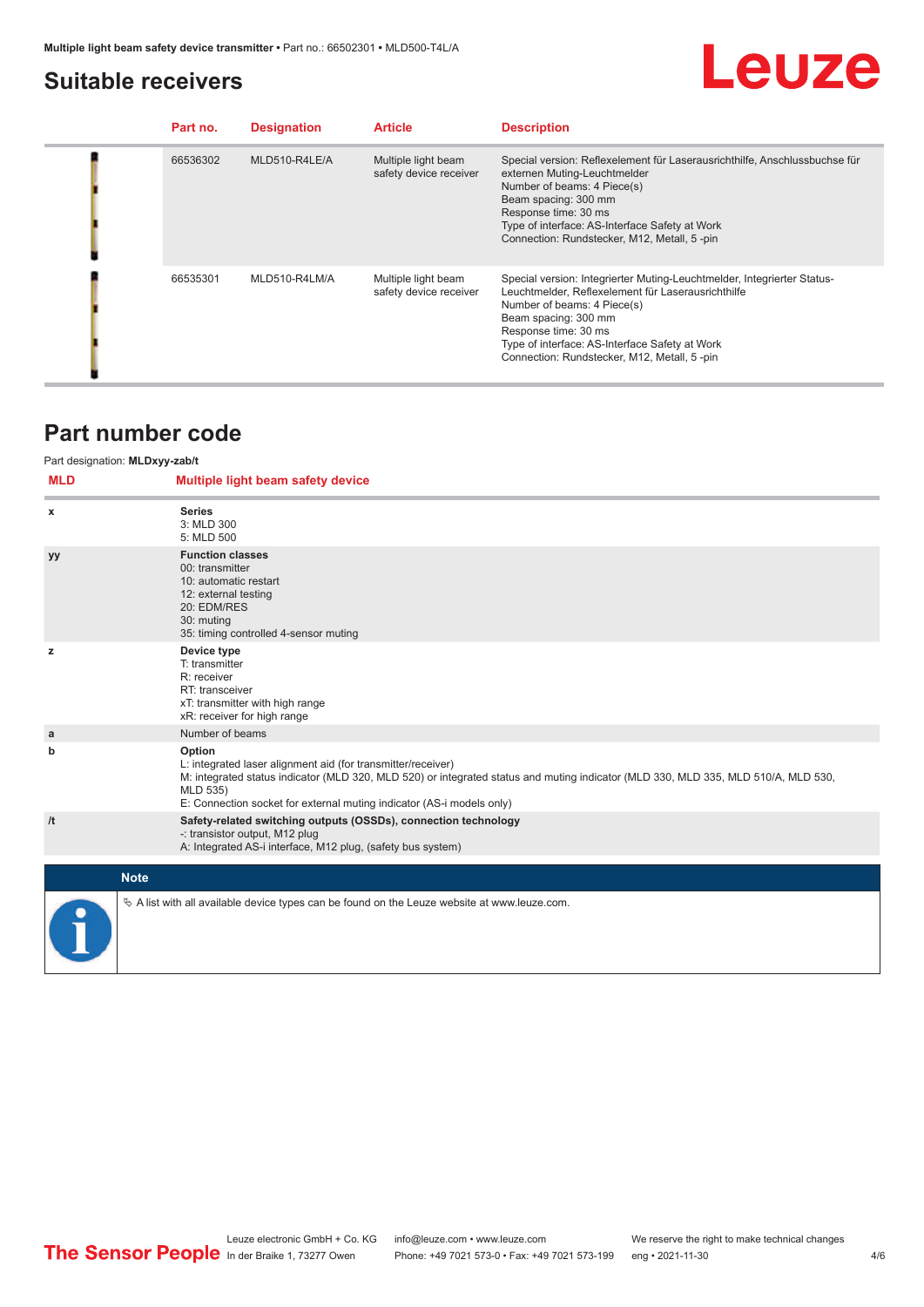## Suitable receivers

| Part no. | Designation | Article | Description |
|---|---|---|---|
| 66536302 | MLD510-R4LE/A | Multiple light beam safety device receiver | Special version: Reflexelement für Laserausrichthilfe, Anschlussbuchse für externen Muting-Leuchtmelder<br>Number of beams: 4 Piece(s)<br>Beam spacing: 300 mm<br>Response time: 30 ms<br>Type of interface: AS-Interface Safety at Work<br>Connection: Rundstecker, M12, Metall, 5 -pin |
| 66535301 | MLD510-R4LM/A | Multiple light beam safety device receiver | Special version: Integrierter Muting-Leuchtmelder, Integrierter Status-Leuchtmelder, Reflexelement für Laserausrichthilfe<br>Number of beams: 4 Piece(s)<br>Beam spacing: 300 mm<br>Response time: 30 ms<br>Type of interface: AS-Interface Safety at Work<br>Connection: Rundstecker, M12, Metall, 5 -pin |

## Part number code

Part designation: **MLDxyy-zab/t**

| MLD | Multiple light beam safety device |
|---|---|
| x | **Series**<br>3: MLD 300<br>5: MLD 500 |
| yy | **Function classes**<br>00: transmitter<br>10: automatic restart<br>12: external testing<br>20: EDM/RES<br>30: muting<br>35: timing controlled 4-sensor muting |
| z | **Device type**<br>T: transmitter<br>R: receiver<br>RT: transceiver<br>xT: transmitter with high range<br>xR: receiver for high range |
| a | Number of beams |
| b | **Option**<br>L: integrated laser alignment aid (for transmitter/receiver)<br>M: integrated status indicator (MLD 320, MLD 520) or integrated status and muting indicator (MLD 330, MLD 335, MLD 510/A, MLD 530, MLD 535)<br>E: Connection socket for external muting indicator (AS-i models only) |
| /t | **Safety-related switching outputs (OSSDs), connection technology**<br>-: transistor output, M12 plug<br>A: Integrated AS-i interface, M12 plug, (safety bus system) |

**Note**

✎ A list with all available device types can be found on the Leuze website at www.leuze.com.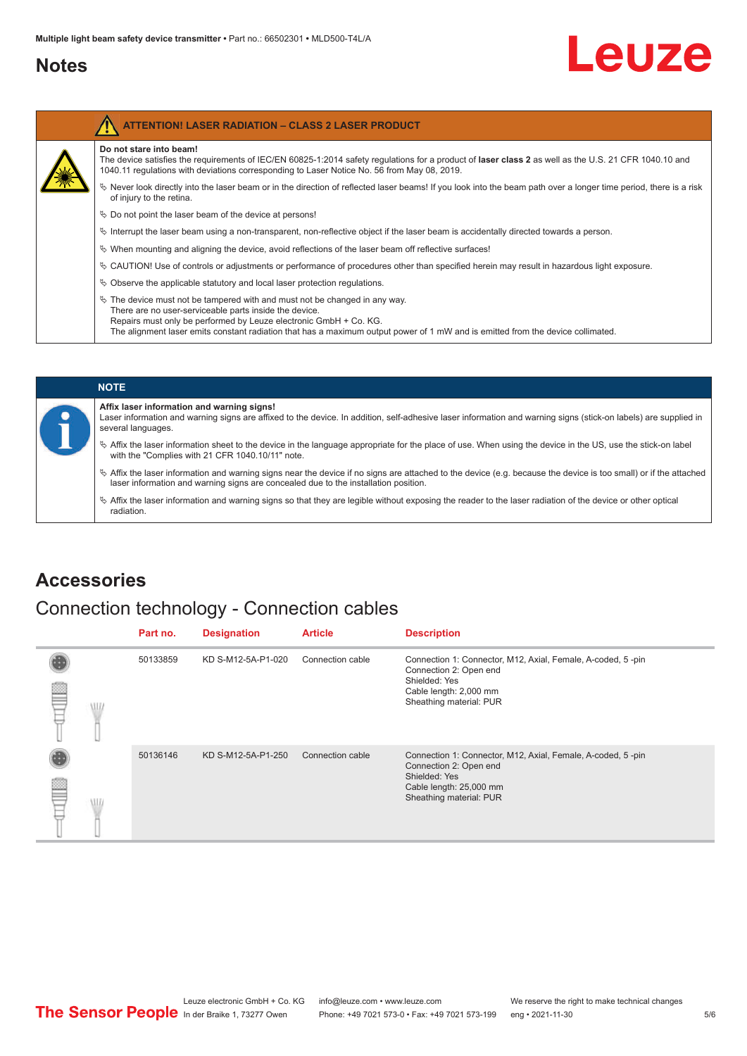## Notes

**ATTENTION! LASER RADIATION – CLASS 2 LASER PRODUCT**

**Do not stare into beam!**

The device satisfies the requirements of IEC/EN 60825-1:2014 safety regulations for a product of **laser class 2** as well as the U.S. 21 CFR 1040.10 and 1040.11 regulations with deviations corresponding to Laser Notice No. 56 from May 08, 2019.

- Never look directly into the laser beam or in the direction of reflected laser beams! If you look into the beam path over a longer time period, there is a risk of injury to the retina.
- Do not point the laser beam of the device at persons!
- Interrupt the laser beam using a non-transparent, non-reflective object if the laser beam is accidentally directed towards a person.
- When mounting and aligning the device, avoid reflections of the laser beam off reflective surfaces!
- CAUTION! Use of controls or adjustments or performance of procedures other than specified herein may result in hazardous light exposure.
- Observe the applicable statutory and local laser protection regulations.
- The device must not be tampered with and must not be changed in any way.
  There are no user-serviceable parts inside the device.
  Repairs must only be performed by Leuze electronic GmbH + Co. KG.
  The alignment laser emits constant radiation that has a maximum output power of 1 mW and is emitted from the device collimated.

**NOTE**

**Affix laser information and warning signs!**

Laser information and warning signs are affixed to the device. In addition, self-adhesive laser information and warning signs (stick-on labels) are supplied in several languages.

- Affix the laser information sheet to the device in the language appropriate for the place of use. When using the device in the US, use the stick-on label with the "Complies with 21 CFR 1040.10/11" note.
- Affix the laser information and warning signs near the device if no signs are attached to the device (e.g. because the device is too small) or if the attached laser information and warning signs are concealed due to the installation position.
- Affix the laser information and warning signs so that they are legible without exposing the reader to the laser radiation of the device or other optical radiation.

## Accessories

### Connection technology - Connection cables

| Part no. | Designation | Article | Description |
|---|---|---|---|
| 50133859 | KD S-M12-5A-P1-020 | Connection cable | Connection 1: Connector, M12, Axial, Female, A-coded, 5 -pin<br>Connection 2: Open end<br>Shielded: Yes<br>Cable length: 2,000 mm<br>Sheathing material: PUR |
| 50136146 | KD S-M12-5A-P1-250 | Connection cable | Connection 1: Connector, M12, Axial, Female, A-coded, 5 -pin<br>Connection 2: Open end<br>Shielded: Yes<br>Cable length: 25,000 mm<br>Sheathing material: PUR |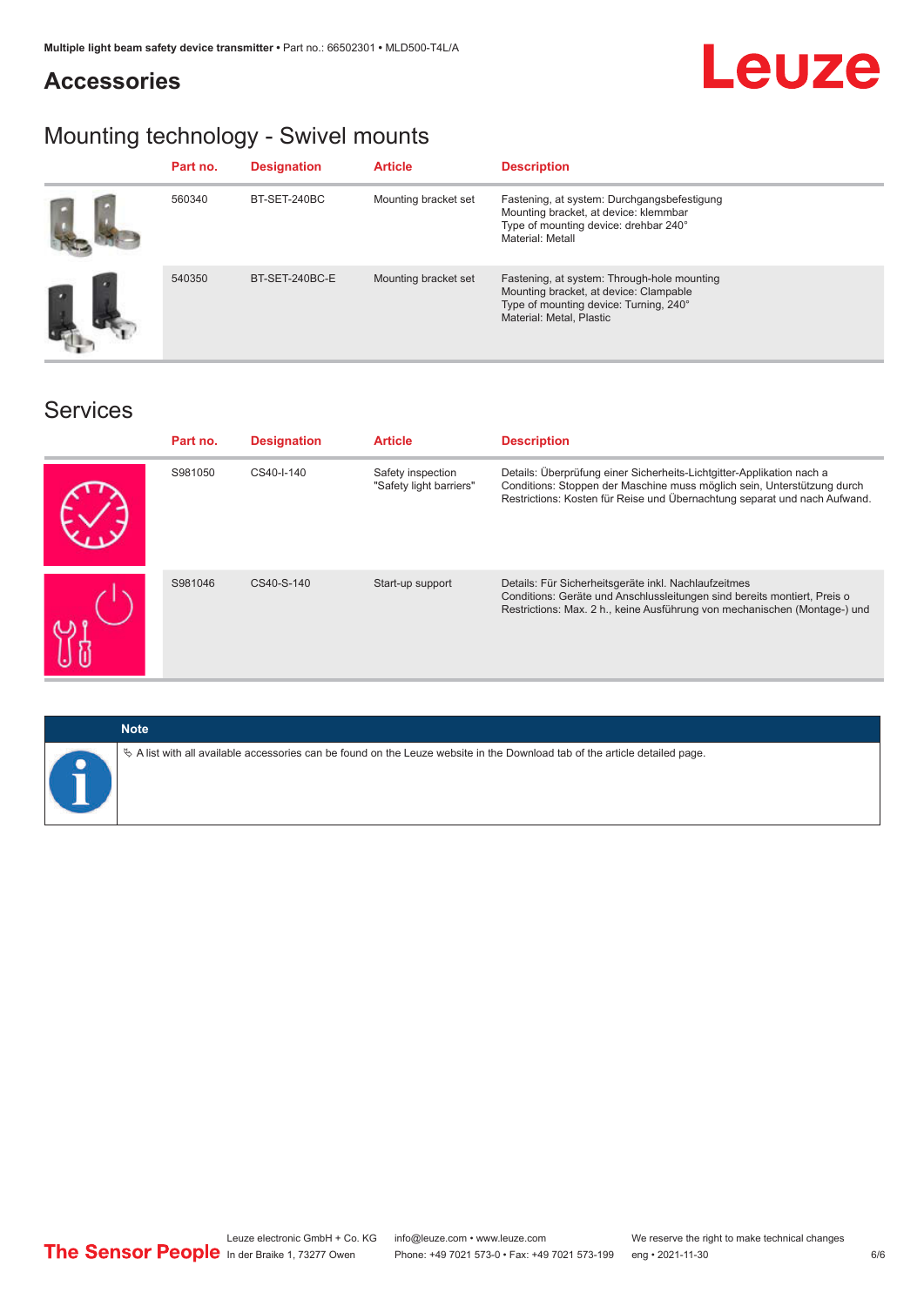## Accessories

## Mounting technology - Swivel mounts

| | Part no. | Designation | Article | Description |
|---|---|---|---|---|
| | 560340 | BT-SET-240BC | Mounting bracket set | Fastening, at system: Durchgangsbefestigung<br>Mounting bracket, at device: klemmbar<br>Type of mounting device: drehbar 240°<br>Material: Metall |
| | 540350 | BT-SET-240BC-E | Mounting bracket set | Fastening, at system: Through-hole mounting<br>Mounting bracket, at device: Clampable<br>Type of mounting device: Turning, 240°<br>Material: Metal, Plastic |

## Services

| | Part no. | Designation | Article | Description |
|---|---|---|---|---|
| | S981050 | CS40-I-140 | Safety inspection "Safety light barriers" | Details: Überprüfung einer Sicherheits-Lichtgitter-Applikation nach a<br>Conditions: Stoppen der Maschine muss möglich sein, Unterstützung durch<br>Restrictions: Kosten für Reise und Übernachtung separat und nach Aufwand. |
| | S981046 | CS40-S-140 | Start-up support | Details: Für Sicherheitsgeräte inkl. Nachlaufzeitmes<br>Conditions: Geräte und Anschlussleitungen sind bereits montiert, Preis o<br>Restrictions: Max. 2 h., keine Ausführung von mechanischen (Montage-) und |

**Note**

↯ A list with all available accessories can be found on the Leuze website in the Download tab of the article detailed page.